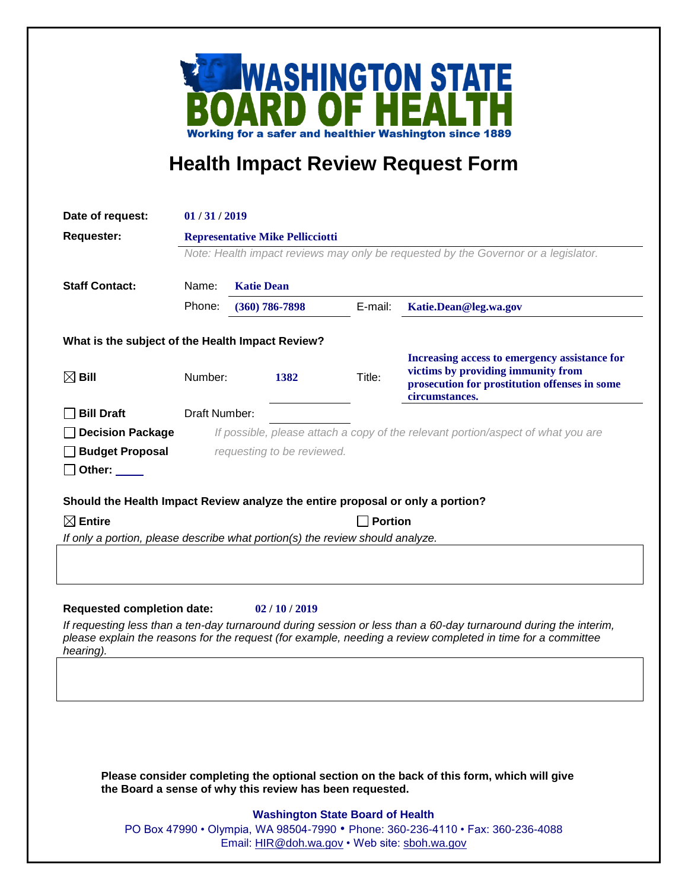**WASHINGTON STATE BOARD OF HEALTH**

Working for a safer and healthier Washington since 1889

# Health Impact Review Request Form

**Date of request:** 01 / 31 / 2019

**Requester:** Representative Mike Pellicciotti

*Note: Health impact reviews may only be requested by the Governor or a legislator.*

**Staff Contact:**

Name: Katie Dean

Phone: (360) 786-7898 E-mail: Katie.Dean@leg.wa.gov

**What is the subject of the Health Impact Review?**

☒ **Bill** Number: 1382 Title: Increasing access to emergency assistance for victims by providing immunity from prosecution for prostitution offenses in some circumstances.

☐ **Bill Draft** Draft Number:

☐ **Decision Package** *If possible, please attach a copy of the relevant portion/aspect of what you are requesting to be reviewed.*

☐ **Budget Proposal**

☐ **Other:** ____

**Should the Health Impact Review analyze the entire proposal or only a portion?**

☒ **Entire** ☐ **Portion**

*If only a portion, please describe what portion(s) the review should analyze.*

**Requested completion date:** 02 / 10 / 2019

*If requesting less than a ten-day turnaround during session or less than a 60-day turnaround during the interim, please explain the reasons for the request (for example, needing a review completed in time for a committee hearing).*

**Please consider completing the optional section on the back of this form, which will give the Board a sense of why this review has been requested.**

**Washington State Board of Health**
PO Box 47990 • Olympia, WA 98504-7990 • Phone: 360-236-4110 • Fax: 360-236-4088
Email: HIR@doh.wa.gov • Web site: sboh.wa.gov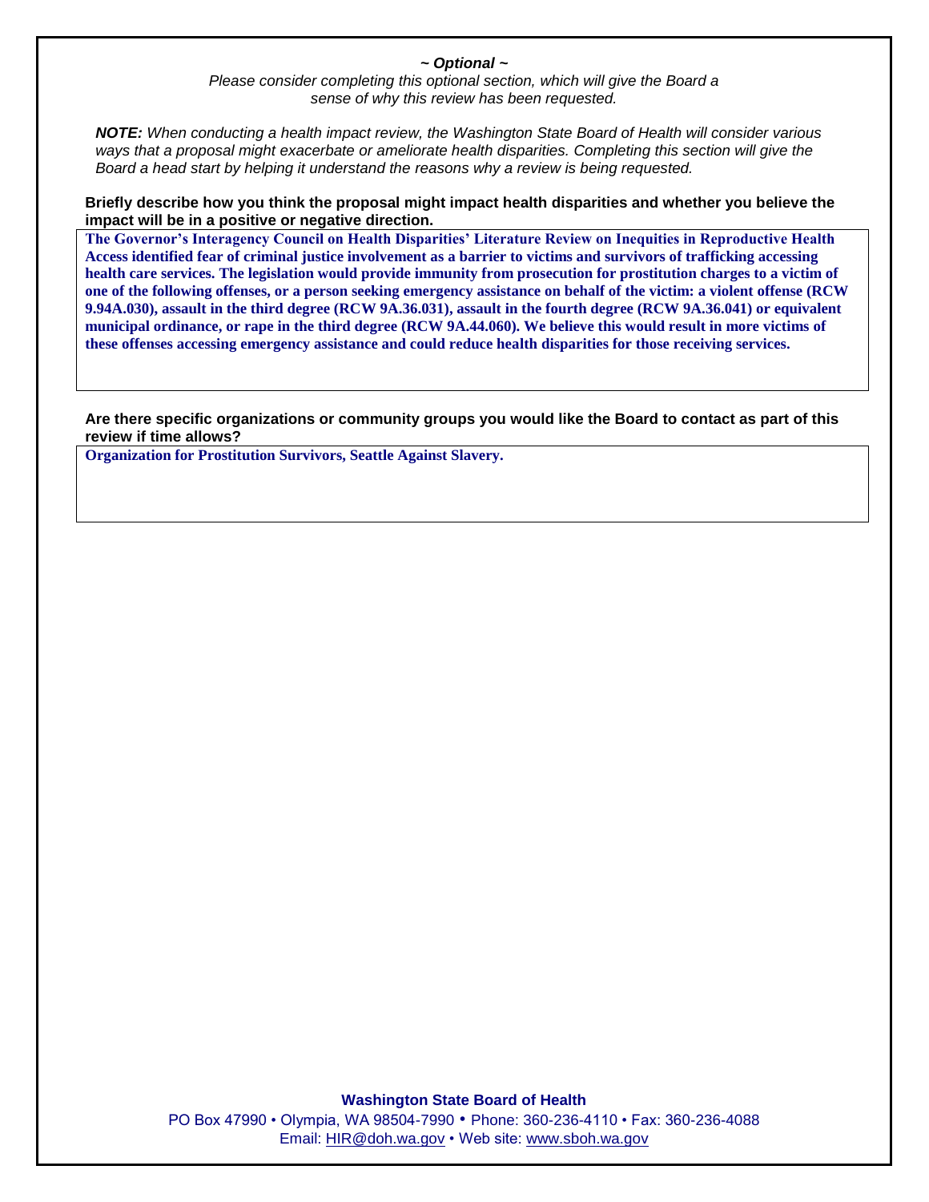***~ Optional ~***

*Please consider completing this optional section, which will give the Board a sense of why this review has been requested.*

***NOTE:*** *When conducting a health impact review, the Washington State Board of Health will consider various ways that a proposal might exacerbate or ameliorate health disparities. Completing this section will give the Board a head start by helping it understand the reasons why a review is being requested.*

**Briefly describe how you think the proposal might impact health disparities and whether you believe the impact will be in a positive or negative direction.**

**The Governor's Interagency Council on Health Disparities' Literature Review on Inequities in Reproductive Health Access identified fear of criminal justice involvement as a barrier to victims and survivors of trafficking accessing health care services. The legislation would provide immunity from prosecution for prostitution charges to a victim of one of the following offenses, or a person seeking emergency assistance on behalf of the victim: a violent offense (RCW 9.94A.030), assault in the third degree (RCW 9A.36.031), assault in the fourth degree (RCW 9A.36.041) or equivalent municipal ordinance, or rape in the third degree (RCW 9A.44.060). We believe this would result in more victims of these offenses accessing emergency assistance and could reduce health disparities for those receiving services.**

**Are there specific organizations or community groups you would like the Board to contact as part of this review if time allows?**

**Organization for Prostitution Survivors, Seattle Against Slavery.**

**Washington State Board of Health**

PO Box 47990 • Olympia, WA 98504-7990 • Phone: 360-236-4110 • Fax: 360-236-4088
Email: HIR@doh.wa.gov • Web site: www.sboh.wa.gov